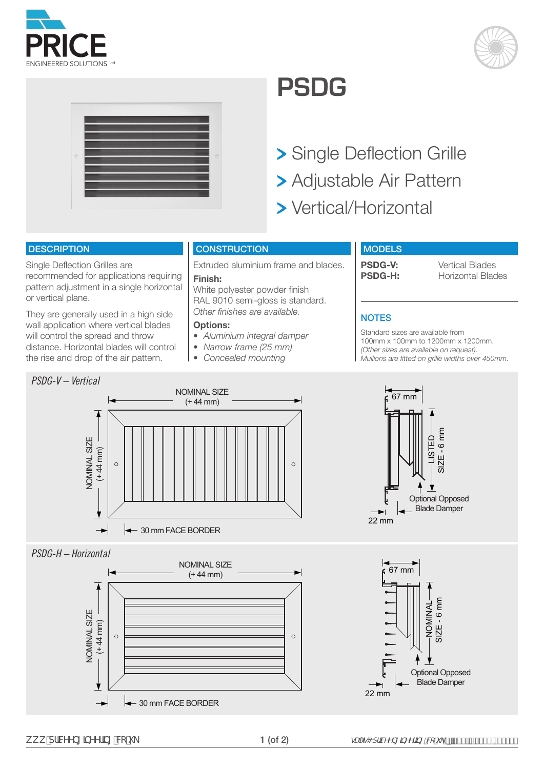PRICE
ENGINEERED SOLUTIONS Ltd

# PSDG

> Single Deflection Grille
> Adjustable Air Pattern
> Vertical/Horizontal

## DESCRIPTION

Single Deflection Grilles are recommended for applications requiring pattern adjustment in a single horizontal or vertical plane.

They are generally used in a high side wall application where vertical blades will control the spread and throw distance. Horizontal blades will control the rise and drop of the air pattern.

## CONSTRUCTION

Extruded aluminium frame and blades.

**Finish:**
White polyester powder finish RAL 9010 semi-gloss is standard.
*Other finishes are available.*

**Options:**
- *Aluminium integral damper*
- *Narrow frame (25 mm)*
- *Concealed mounting*

## MODELS

| | |
|---|---|
| **PSDG-V:** | Vertical Blades |
| **PSDG-H:** | Horizontal Blades |

## NOTES

Standard sizes are available from 100mm x 100mm to 1200mm x 1200mm.
*(Other sizes are available on request).*
*Mullions are fitted on grille widths over 450mm.*

### *PSDG-V – Vertical*

NOMINAL SIZE (+ 44 mm)
NOMINAL SIZE (+ 44 mm)
30 mm FACE BORDER
67 mm
LISTED SIZE - 6 mm
Optional Opposed Blade Damper
22 mm

### *PSDG-H – Horizontal*

NOMINAL SIZE (+ 44 mm)
NOMINAL SIZE (+ 44 mm)
30 mm FACE BORDER
67 mm
NOMINAL SIZE - 6 mm
Optional Opposed Blade Damper
22 mm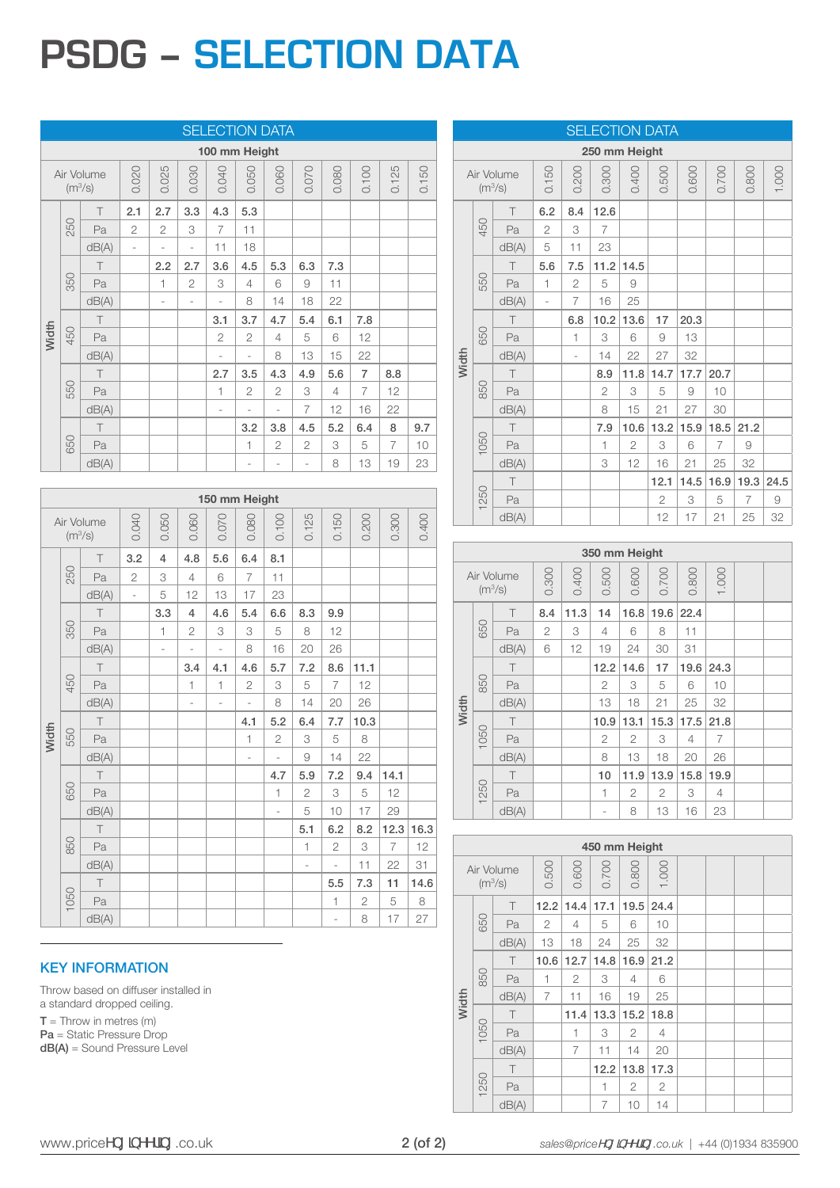# PSDG – SELECTION DATA

## SELECTION DATA

**100 mm Height**

| Width | | Air Volume (m³/s) 0.020 | 0.025 | 0.030 | 0.040 | 0.050 | 0.060 | 0.070 | 0.080 | 0.100 | 0.125 | 0.150 |
|---|---|---|---|---|---|---|---|---|---|---|---|---|
| 250 | T | **2.1** | **2.7** | **3.3** | **4.3** | **5.3** | | | | | | |
| | Pa | 2 | 2 | 3 | 7 | 11 | | | | | | |
| | dB(A) | - | - | - | 11 | 18 | | | | | | |
| 350 | T | | **2.2** | **2.7** | **3.6** | **4.5** | **5.3** | **6.3** | **7.3** | | | |
| | Pa | | 1 | 2 | 3 | 4 | 6 | 9 | 11 | | | |
| | dB(A) | | - | - | - | 8 | 14 | 18 | 22 | | | |
| 450 | T | | | | **3.1** | **3.7** | **4.7** | **5.4** | **6.1** | **7.8** | | |
| | Pa | | | | 2 | 2 | 4 | 5 | 6 | 12 | | |
| | dB(A) | | | | - | - | 8 | 13 | 15 | 22 | | |
| 550 | T | | | | **2.7** | **3.5** | **4.3** | **4.9** | **5.6** | **7** | **8.8** | |
| | Pa | | | | 1 | 2 | 2 | 3 | 4 | 7 | 12 | |
| | dB(A) | | | | - | - | - | 7 | 12 | 16 | 22 | |
| 650 | T | | | | | **3.2** | **3.8** | **4.5** | **5.2** | **6.4** | **8** | **9.7** |
| | Pa | | | | | 1 | 2 | 2 | 3 | 5 | 7 | 10 |
| | dB(A) | | | | | - | - | - | 8 | 13 | 19 | 23 |

**150 mm Height**

| Width | | Air Volume (m³/s) 0.040 | 0.050 | 0.060 | 0.070 | 0.080 | 0.100 | 0.125 | 0.150 | 0.200 | 0.300 | 0.400 |
|---|---|---|---|---|---|---|---|---|---|---|---|---|
| 250 | T | **3.2** | **4** | **4.8** | **5.6** | **6.4** | **8.1** | | | | | |
| | Pa | 2 | 3 | 4 | 6 | 7 | 11 | | | | | |
| | dB(A) | - | 5 | 12 | 13 | 17 | 23 | | | | | |
| 350 | T | | **3.3** | **4** | **4.6** | **5.4** | **6.6** | **8.3** | **9.9** | | | |
| | Pa | | 1 | 2 | 3 | 3 | 5 | 8 | 12 | | | |
| | dB(A) | | - | - | - | 8 | 16 | 20 | 26 | | | |
| 450 | T | | | **3.4** | **4.1** | **4.6** | **5.7** | **7.2** | **8.6** | **11.1** | | |
| | Pa | | | 1 | 1 | 2 | 3 | 5 | 7 | 12 | | |
| | dB(A) | | | - | - | - | 8 | 14 | 20 | 26 | | |
| 550 | T | | | | | **4.1** | **5.2** | **6.4** | **7.7** | **10.3** | | |
| | Pa | | | | | 1 | 2 | 3 | 5 | 8 | | |
| | dB(A) | | | | | - | - | 9 | 14 | 22 | | |
| 650 | T | | | | | | **4.7** | **5.9** | **7.2** | **9.4** | **14.1** | |
| | Pa | | | | | | 1 | 2 | 3 | 5 | 12 | |
| | dB(A) | | | | | | - | 5 | 10 | 17 | 29 | |
| 850 | T | | | | | | | **5.1** | **6.2** | **8.2** | **12.3** | **16.3** |
| | Pa | | | | | | | 1 | 2 | 3 | 7 | 12 |
| | dB(A) | | | | | | | - | - | 11 | 22 | 31 |
| 1050 | T | | | | | | | | **5.5** | **7.3** | **11** | **14.6** |
| | Pa | | | | | | | | 1 | 2 | 5 | 8 |
| | dB(A) | | | | | | | | - | 8 | 17 | 27 |

## SELECTION DATA

**250 mm Height**

| Width | | Air Volume (m³/s) 0.150 | 0.200 | 0.300 | 0.400 | 0.500 | 0.600 | 0.700 | 0.800 | 1.000 |
|---|---|---|---|---|---|---|---|---|---|---|
| 450 | T | **6.2** | **8.4** | **12.6** | | | | | | |
| | Pa | 2 | 3 | 7 | | | | | | |
| | dB(A) | 5 | 11 | 23 | | | | | | |
| 550 | T | **5.6** | **7.5** | **11.2** | **14.5** | | | | | |
| | Pa | 1 | 2 | 5 | 9 | | | | | |
| | dB(A) | - | 7 | 16 | 25 | | | | | |
| 650 | T | | **6.8** | **10.2** | **13.6** | **17** | **20.3** | | | |
| | Pa | | 1 | 3 | 6 | 9 | 13 | | | |
| | dB(A) | | - | 14 | 22 | 27 | 32 | | | |
| 850 | T | | | **8.9** | **11.8** | **14.7** | **17.7** | **20.7** | | |
| | Pa | | | 2 | 3 | 5 | 9 | 10 | | |
| | dB(A) | | | 8 | 15 | 21 | 27 | 30 | | |
| 1050 | T | | | **7.9** | **10.6** | **13.2** | **15.9** | **18.5** | **21.2** | |
| | Pa | | | 1 | 2 | 3 | 6 | 7 | 9 | |
| | dB(A) | | | 3 | 12 | 16 | 21 | 25 | 32 | |
| 1250 | T | | | | | **12.1** | **14.5** | **16.9** | **19.3** | **24.5** |
| | Pa | | | | | 2 | 3 | 5 | 7 | 9 |
| | dB(A) | | | | | 12 | 17 | 21 | 25 | 32 |

**350 mm Height**

| Width | | Air Volume (m³/s) 0.300 | 0.400 | 0.500 | 0.600 | 0.700 | 0.800 | 1.000 |
|---|---|---|---|---|---|---|---|---|
| 650 | T | **8.4** | **11.3** | **14** | **16.8** | **19.6** | **22.4** | |
| | Pa | 2 | 3 | 4 | 6 | 8 | 11 | |
| | dB(A) | 6 | 12 | 19 | 24 | 30 | 31 | |
| 850 | T | | | **12.2** | **14.6** | **17** | **19.6** | **24.3** |
| | Pa | | | 2 | 3 | 5 | 6 | 10 |
| | dB(A) | | | 13 | 18 | 21 | 25 | 32 |
| 1050 | T | | | **10.9** | **13.1** | **15.3** | **17.5** | **21.8** |
| | Pa | | | 2 | 2 | 3 | 4 | 7 |
| | dB(A) | | | 8 | 13 | 18 | 20 | 26 |
| 1250 | T | | | **10** | **11.9** | **13.9** | **15.8** | **19.9** |
| | Pa | | | 1 | 2 | 2 | 3 | 4 |
| | dB(A) | | | - | 8 | 13 | 16 | 23 |

**450 mm Height**

| Width | | Air Volume (m³/s) 0.500 | 0.600 | 0.700 | 0.800 | 1.000 |
|---|---|---|---|---|---|---|
| 650 | T | **12.2** | **14.4** | **17.1** | **19.5** | **24.4** |
| | Pa | 2 | 4 | 5 | 6 | 10 |
| | dB(A) | 13 | 18 | 24 | 25 | 32 |
| 850 | T | **10.6** | **12.7** | **14.8** | **16.9** | **21.2** |
| | Pa | 1 | 2 | 3 | 4 | 6 |
| | dB(A) | 7 | 11 | 16 | 19 | 25 |
| 1050 | T | | **11.4** | **13.3** | **15.2** | **18.8** |
| | Pa | | 1 | 3 | 2 | 4 |
| | dB(A) | | 7 | 11 | 14 | 20 |
| 1250 | T | | | **12.2** | **13.8** | **17.3** |
| | Pa | | | 1 | 2 | 2 |
| | dB(A) | | | 7 | 10 | 14 |

## KEY INFORMATION

Throw based on diffuser installed in a standard dropped ceiling.

**T** = Throw in metres (m)
**Pa** = Static Pressure Drop
**dB(A)** = Sound Pressure Level